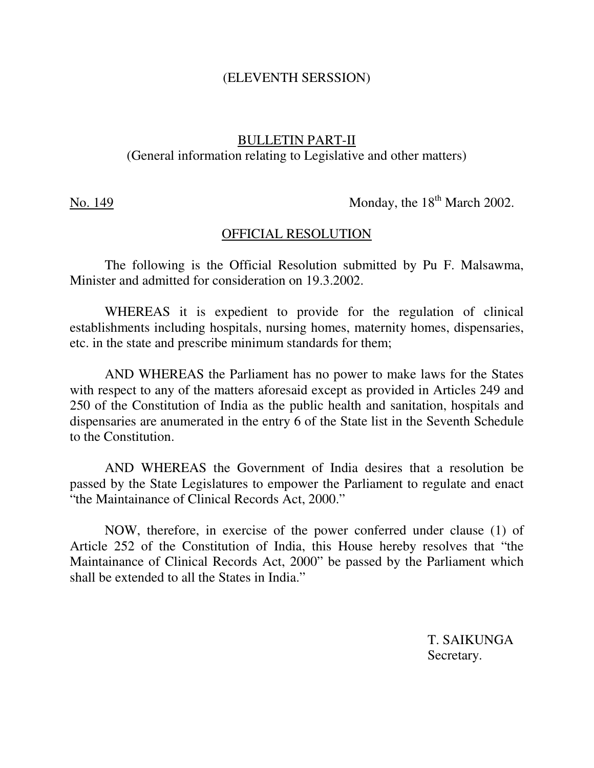(ELEVENTH SERSSION)

## BULLETIN PART-II

(General information relating to Legislative and other matters)

No. 149 Monday, the 18th March 2002.

### OFFICIAL RESOLUTION

The following is the Official Resolution submitted by Pu F. Malsawma, Minister and admitted for consideration on 19.3.2002.

WHEREAS it is expedient to provide for the regulation of clinical establishments including hospitals, nursing homes, maternity homes, dispensaries, etc. in the state and prescribe minimum standards for them;

AND WHEREAS the Parliament has no power to make laws for the States with respect to any of the matters aforesaid except as provided in Articles 249 and 250 of the Constitution of India as the public health and sanitation, hospitals and dispensaries are anumerated in the entry 6 of the State list in the Seventh Schedule to the Constitution.

AND WHEREAS the Government of India desires that a resolution be passed by the State Legislatures to empower the Parliament to regulate and enact "the Maintainance of Clinical Records Act, 2000."

NOW, therefore, in exercise of the power conferred under clause (1) of Article 252 of the Constitution of India, this House hereby resolves that "the Maintainance of Clinical Records Act, 2000" be passed by the Parliament which shall be extended to all the States in India."

T. SAIKUNGA
Secretary.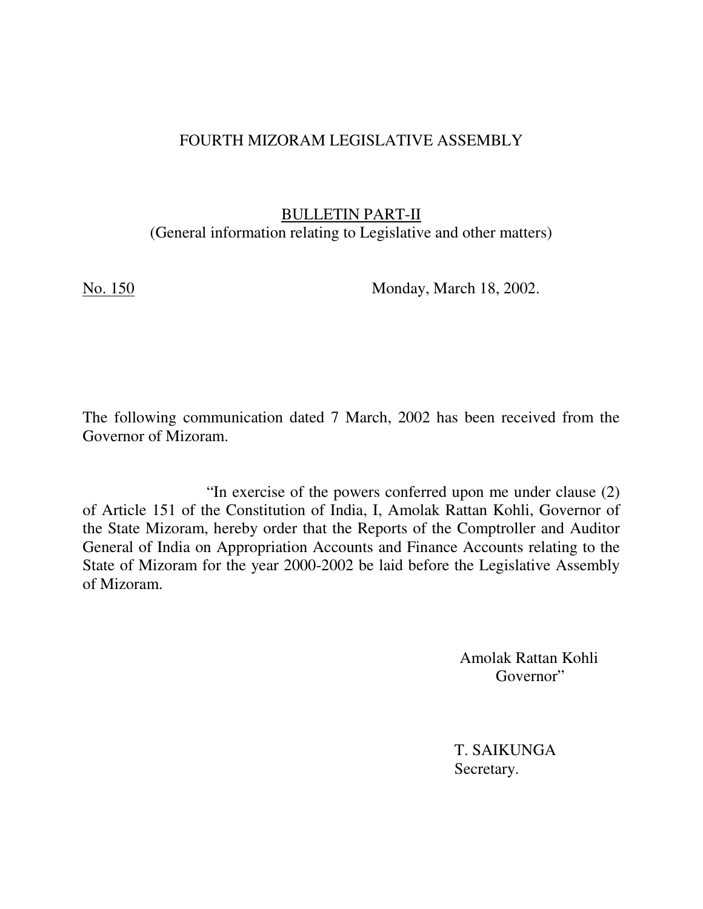FOURTH MIZORAM LEGISLATIVE ASSEMBLY

BULLETIN PART-II

(General information relating to Legislative and other matters)

No. 150 Monday, March 18, 2002.

The following communication dated 7 March, 2002 has been received from the Governor of Mizoram.

"In exercise of the powers conferred upon me under clause (2) of Article 151 of the Constitution of India, I, Amolak Rattan Kohli, Governor of the State Mizoram, hereby order that the Reports of the Comptroller and Auditor General of India on Appropriation Accounts and Finance Accounts relating to the State of Mizoram for the year 2000-2002 be laid before the Legislative Assembly of Mizoram.

Amolak Rattan Kohli
Governor"

T. SAIKUNGA
Secretary.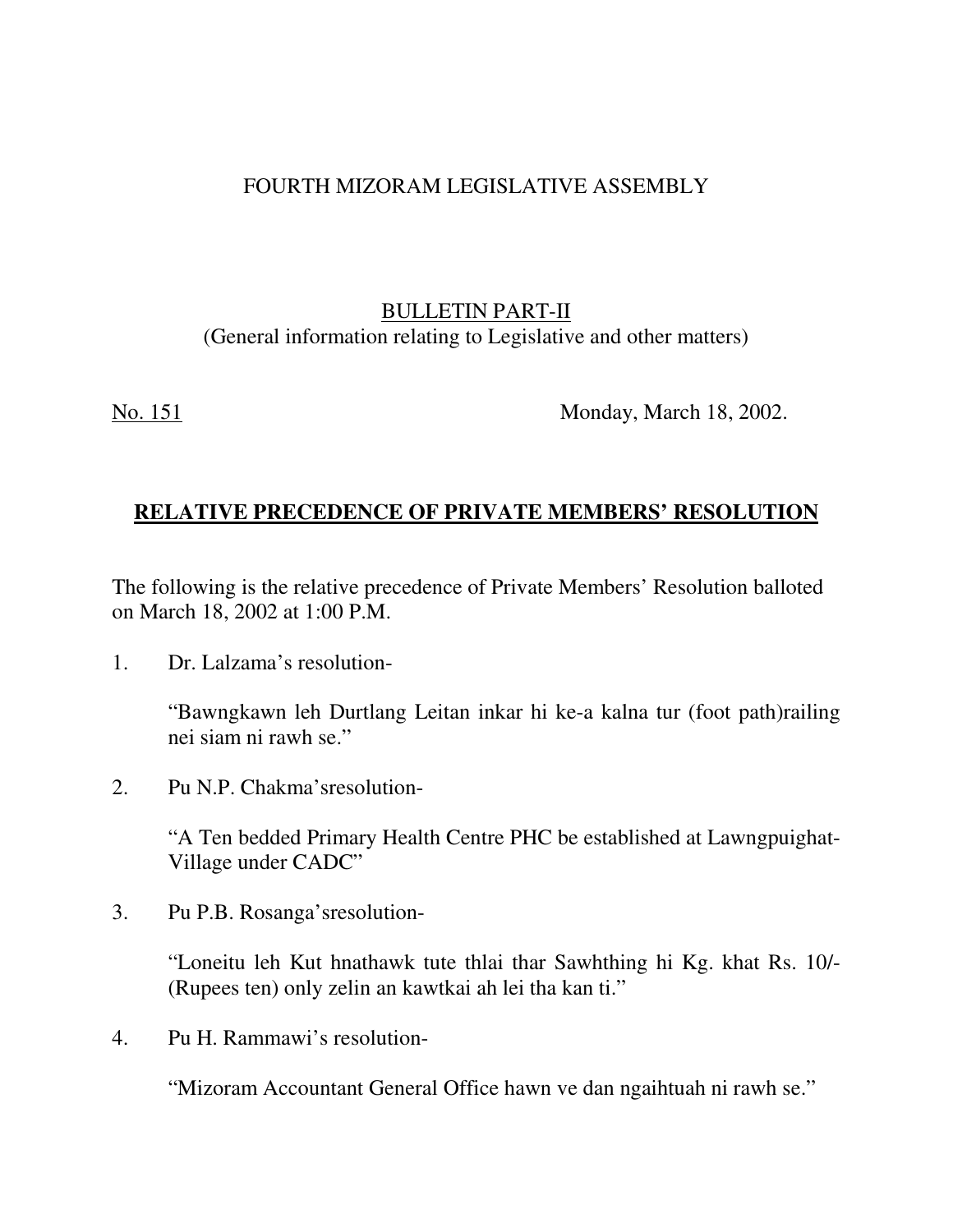FOURTH MIZORAM LEGISLATIVE ASSEMBLY

BULLETIN PART-II

(General information relating to Legislative and other matters)

No. 151 Monday, March 18, 2002.

## RELATIVE PRECEDENCE OF PRIVATE MEMBERS' RESOLUTION

The following is the relative precedence of Private Members' Resolution balloted on March 18, 2002 at 1:00 P.M.

1. Dr. Lalzama's resolution-

   "Bawngkawn leh Durtlang Leitan inkar hi ke-a kalna tur (foot path)railing nei siam ni rawh se."

2. Pu N.P. Chakma'sresolution-

   "A Ten bedded Primary Health Centre PHC be established at Lawngpuighat-Village under CADC"

3. Pu P.B. Rosanga'sresolution-

   "Loneitu leh Kut hnathawk tute thlai thar Sawhthing hi Kg. khat Rs. 10/- (Rupees ten) only zelin an kawtkai ah lei tha kan ti."

4. Pu H. Rammawi's resolution-

   "Mizoram Accountant General Office hawn ve dan ngaihtuah ni rawh se."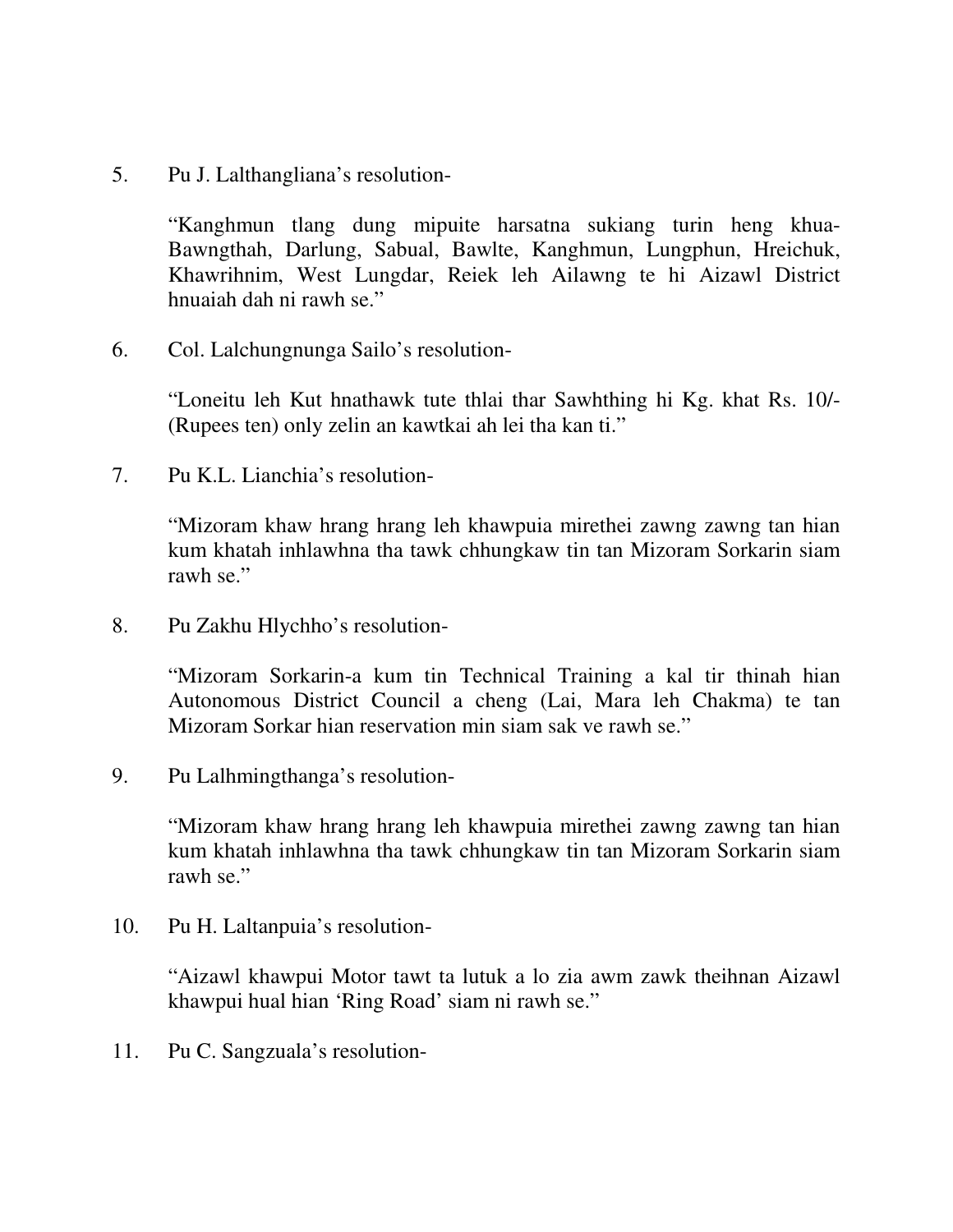5. Pu J. Lalthangliana's resolution-

   "Kanghmun tlang dung mipuite harsatna sukiang turin heng khua- Bawngthah, Darlung, Sabual, Bawlte, Kanghmun, Lungphun, Hreichuk, Khawrihnim, West Lungdar, Reiek leh Ailawng te hi Aizawl District hnuaiah dah ni rawh se."

6. Col. Lalchungnunga Sailo's resolution-

   "Loneitu leh Kut hnathawk tute thlai thar Sawhthing hi Kg. khat Rs. 10/- (Rupees ten) only zelin an kawtkai ah lei tha kan ti."

7. Pu K.L. Lianchia's resolution-

   "Mizoram khaw hrang hrang leh khawpuia mirethei zawng zawng tan hian kum khatah inhlawhna tha tawk chhungkaw tin tan Mizoram Sorkarin siam rawh se."

8. Pu Zakhu Hlychho's resolution-

   "Mizoram Sorkarin-a kum tin Technical Training a kal tir thinah hian Autonomous District Council a cheng (Lai, Mara leh Chakma) te tan Mizoram Sorkar hian reservation min siam sak ve rawh se."

9. Pu Lalhmingthanga's resolution-

   "Mizoram khaw hrang hrang leh khawpuia mirethei zawng zawng tan hian kum khatah inhlawhna tha tawk chhungkaw tin tan Mizoram Sorkarin siam rawh se."

10. Pu H. Laltanpuia's resolution-

    "Aizawl khawpui Motor tawt ta lutuk a lo zia awm zawk theihnan Aizawl khawpui hual hian 'Ring Road' siam ni rawh se."

11. Pu C. Sangzuala's resolution-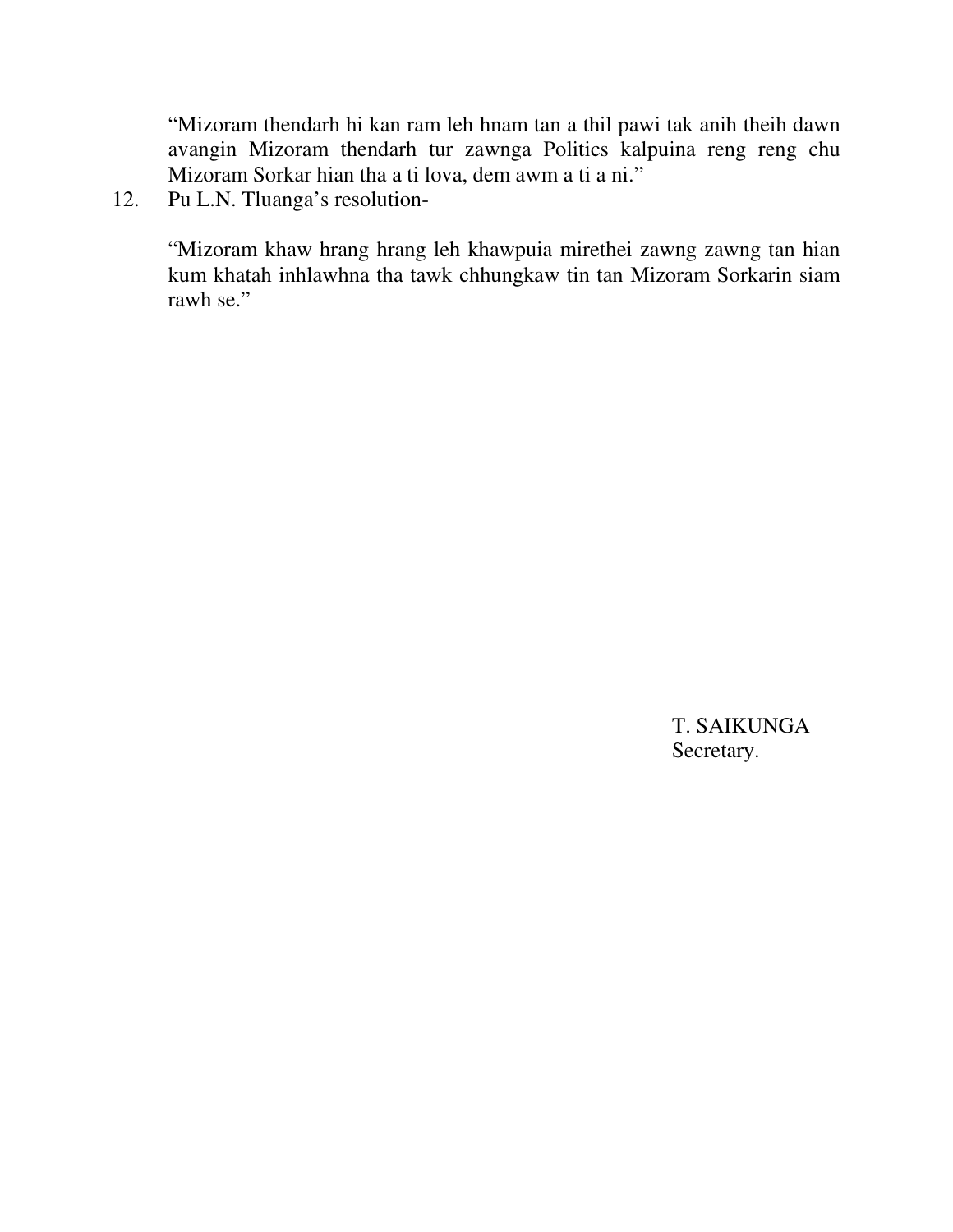"Mizoram thendarh hi kan ram leh hnam tan a thil pawi tak anih theih dawn avangin Mizoram thendarh tur zawnga Politics kalpuina reng reng chu Mizoram Sorkar hian tha a ti lova, dem awm a ti a ni."

12. Pu L.N. Tluanga's resolution-

"Mizoram khaw hrang hrang leh khawpuia mirethei zawng zawng tan hian kum khatah inhlawhna tha tawk chhungkaw tin tan Mizoram Sorkarin siam rawh se."

T. SAIKUNGA
Secretary.